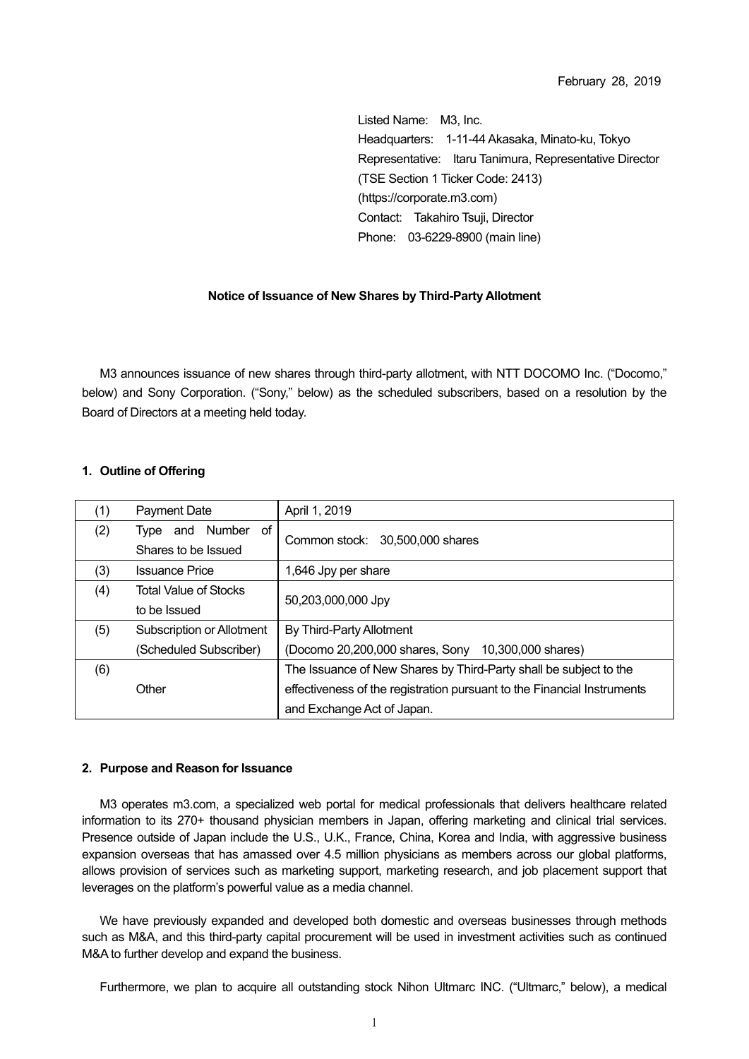February 28, 2019

Listed Name: M3, Inc.
Headquarters: 1-11-44 Akasaka, Minato-ku, Tokyo
Representative: Itaru Tanimura, Representative Director
(TSE Section 1 Ticker Code: 2413)
(https://corporate.m3.com)
Contact: Takahiro Tsuji, Director
Phone: 03-6229-8900 (main line)

**Notice of Issuance of New Shares by Third-Party Allotment**

M3 announces issuance of new shares through third-party allotment, with NTT DOCOMO Inc. ("Docomo," below) and Sony Corporation. ("Sony," below) as the scheduled subscribers, based on a resolution by the Board of Directors at a meeting held today.

### 1. Outline of Offering

| | | |
|---|---|---|
| (1) | Payment Date | April 1, 2019 |
| (2) | Type and Number of Shares to be Issued | Common stock: 30,500,000 shares |
| (3) | Issuance Price | 1,646 Jpy per share |
| (4) | Total Value of Stocks to be Issued | 50,203,000,000 Jpy |
| (5) | Subscription or Allotment (Scheduled Subscriber) | By Third-Party Allotment (Docomo 20,200,000 shares, Sony 10,300,000 shares) |
| (6) | Other | The Issuance of New Shares by Third-Party shall be subject to the effectiveness of the registration pursuant to the Financial Instruments and Exchange Act of Japan. |

### 2. Purpose and Reason for Issuance

M3 operates m3.com, a specialized web portal for medical professionals that delivers healthcare related information to its 270+ thousand physician members in Japan, offering marketing and clinical trial services. Presence outside of Japan include the U.S., U.K., France, China, Korea and India, with aggressive business expansion overseas that has amassed over 4.5 million physicians as members across our global platforms, allows provision of services such as marketing support, marketing research, and job placement support that leverages on the platform's powerful value as a media channel.

We have previously expanded and developed both domestic and overseas businesses through methods such as M&A, and this third-party capital procurement will be used in investment activities such as continued M&A to further develop and expand the business.

Furthermore, we plan to acquire all outstanding stock Nihon Ultmarc INC. ("Ultmarc," below), a medical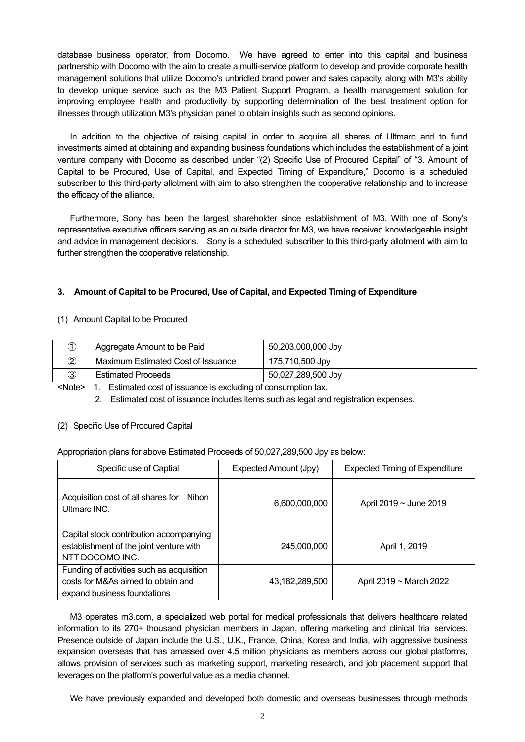database business operator, from Docomo. We have agreed to enter into this capital and business partnership with Docomo with the aim to create a multi-service platform to develop and provide corporate health management solutions that utilize Docomo's unbridled brand power and sales capacity, along with M3's ability to develop unique service such as the M3 Patient Support Program, a health management solution for improving employee health and productivity by supporting determination of the best treatment option for illnesses through utilization M3's physician panel to obtain insights such as second opinions.

In addition to the objective of raising capital in order to acquire all shares of Ultmarc and to fund investments aimed at obtaining and expanding business foundations which includes the establishment of a joint venture company with Docomo as described under "(2) Specific Use of Procured Capital" of "3. Amount of Capital to be Procured, Use of Capital, and Expected Timing of Expenditure," Docomo is a scheduled subscriber to this third-party allotment with aim to also strengthen the cooperative relationship and to increase the efficacy of the alliance.

Furthermore, Sony has been the largest shareholder since establishment of M3. With one of Sony's representative executive officers serving as an outside director for M3, we have received knowledgeable insight and advice in management decisions. Sony is a scheduled subscriber to this third-party allotment with aim to further strengthen the cooperative relationship.

### 3. Amount of Capital to be Procured, Use of Capital, and Expected Timing of Expenditure

(1) Amount Capital to be Procured

| | | |
|---|---|---|
| ① | Aggregate Amount to be Paid | 50,203,000,000 Jpy |
| ② | Maximum Estimated Cost of Issuance | 175,710,500 Jpy |
| ③ | Estimated Proceeds | 50,027,289,500 Jpy |

<Note> 1. Estimated cost of issuance is excluding of consumption tax.
2. Estimated cost of issuance includes items such as legal and registration expenses.

(2) Specific Use of Procured Capital

Appropriation plans for above Estimated Proceeds of 50,027,289,500 Jpy as below:

| Specific use of Captial | Expected Amount (Jpy) | Expected Timing of Expenditure |
|---|---|---|
| Acquisition cost of all shares for Nihon Ultmarc INC. | 6,600,000,000 | April 2019 ~ June 2019 |
| Capital stock contribution accompanying establishment of the joint venture with NTT DOCOMO INC. | 245,000,000 | April 1, 2019 |
| Funding of activities such as acquisition costs for M&As aimed to obtain and expand business foundations | 43,182,289,500 | April 2019 ~ March 2022 |

M3 operates m3.com, a specialized web portal for medical professionals that delivers healthcare related information to its 270+ thousand physician members in Japan, offering marketing and clinical trial services. Presence outside of Japan include the U.S., U.K., France, China, Korea and India, with aggressive business expansion overseas that has amassed over 4.5 million physicians as members across our global platforms, allows provision of services such as marketing support, marketing research, and job placement support that leverages on the platform's powerful value as a media channel.

We have previously expanded and developed both domestic and overseas businesses through methods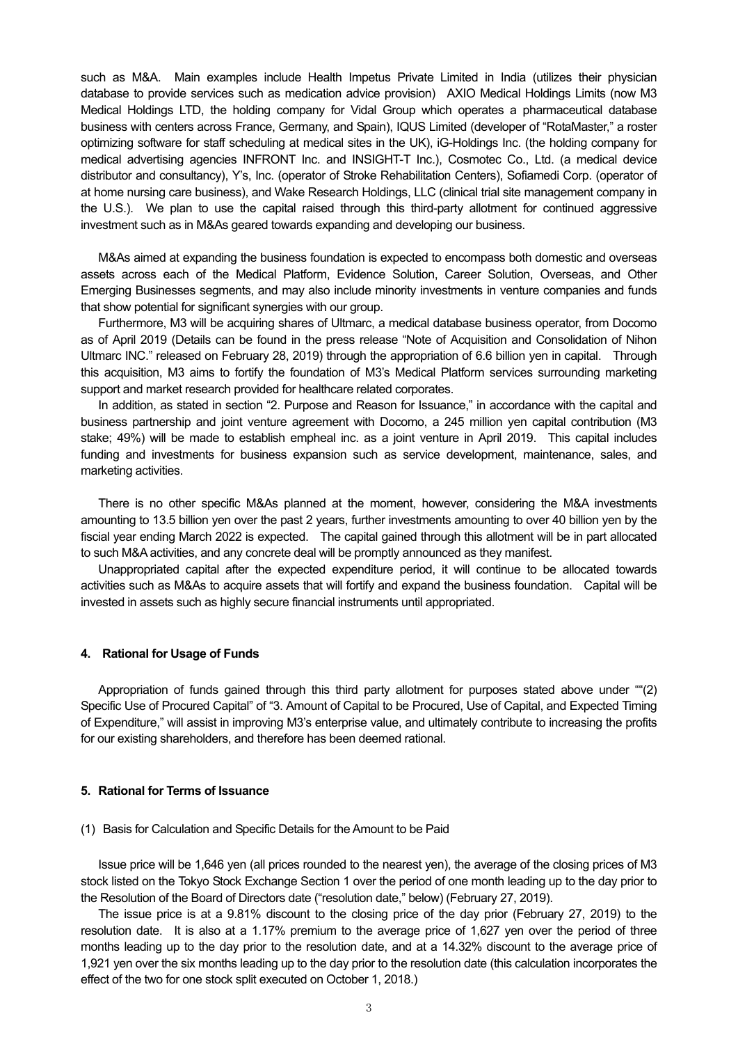such as M&A. Main examples include Health Impetus Private Limited in India (utilizes their physician database to provide services such as medication advice provision) AXIO Medical Holdings Limits (now M3 Medical Holdings LTD, the holding company for Vidal Group which operates a pharmaceutical database business with centers across France, Germany, and Spain), IQUS Limited (developer of "RotaMaster," a roster optimizing software for staff scheduling at medical sites in the UK), iG-Holdings Inc. (the holding company for medical advertising agencies INFRONT Inc. and INSIGHT-T Inc.), Cosmotec Co., Ltd. (a medical device distributor and consultancy), Y's, Inc. (operator of Stroke Rehabilitation Centers), Sofiamedi Corp. (operator of at home nursing care business), and Wake Research Holdings, LLC (clinical trial site management company in the U.S.). We plan to use the capital raised through this third-party allotment for continued aggressive investment such as in M&As geared towards expanding and developing our business.

M&As aimed at expanding the business foundation is expected to encompass both domestic and overseas assets across each of the Medical Platform, Evidence Solution, Career Solution, Overseas, and Other Emerging Businesses segments, and may also include minority investments in venture companies and funds that show potential for significant synergies with our group.

Furthermore, M3 will be acquiring shares of Ultmarc, a medical database business operator, from Docomo as of April 2019 (Details can be found in the press release "Note of Acquisition and Consolidation of Nihon Ultmarc INC." released on February 28, 2019) through the appropriation of 6.6 billion yen in capital. Through this acquisition, M3 aims to fortify the foundation of M3's Medical Platform services surrounding marketing support and market research provided for healthcare related corporates.

In addition, as stated in section "2. Purpose and Reason for Issuance," in accordance with the capital and business partnership and joint venture agreement with Docomo, a 245 million yen capital contribution (M3 stake; 49%) will be made to establish empheal inc. as a joint venture in April 2019. This capital includes funding and investments for business expansion such as service development, maintenance, sales, and marketing activities.

There is no other specific M&As planned at the moment, however, considering the M&A investments amounting to 13.5 billion yen over the past 2 years, further investments amounting to over 40 billion yen by the fiscial year ending March 2022 is expected. The capital gained through this allotment will be in part allocated to such M&A activities, and any concrete deal will be promptly announced as they manifest.

Unappropriated capital after the expected expenditure period, it will continue to be allocated towards activities such as M&As to acquire assets that will fortify and expand the business foundation. Capital will be invested in assets such as highly secure financial instruments until appropriated.

#### 4. Rational for Usage of Funds

Appropriation of funds gained through this third party allotment for purposes stated above under ""(2) Specific Use of Procured Capital" of "3. Amount of Capital to be Procured, Use of Capital, and Expected Timing of Expenditure," will assist in improving M3's enterprise value, and ultimately contribute to increasing the profits for our existing shareholders, and therefore has been deemed rational.

#### 5. Rational for Terms of Issuance

(1) Basis for Calculation and Specific Details for the Amount to be Paid

Issue price will be 1,646 yen (all prices rounded to the nearest yen), the average of the closing prices of M3 stock listed on the Tokyo Stock Exchange Section 1 over the period of one month leading up to the day prior to the Resolution of the Board of Directors date ("resolution date," below) (February 27, 2019).

The issue price is at a 9.81% discount to the closing price of the day prior (February 27, 2019) to the resolution date. It is also at a 1.17% premium to the average price of 1,627 yen over the period of three months leading up to the day prior to the resolution date, and at a 14.32% discount to the average price of 1,921 yen over the six months leading up to the day prior to the resolution date (this calculation incorporates the effect of the two for one stock split executed on October 1, 2018.)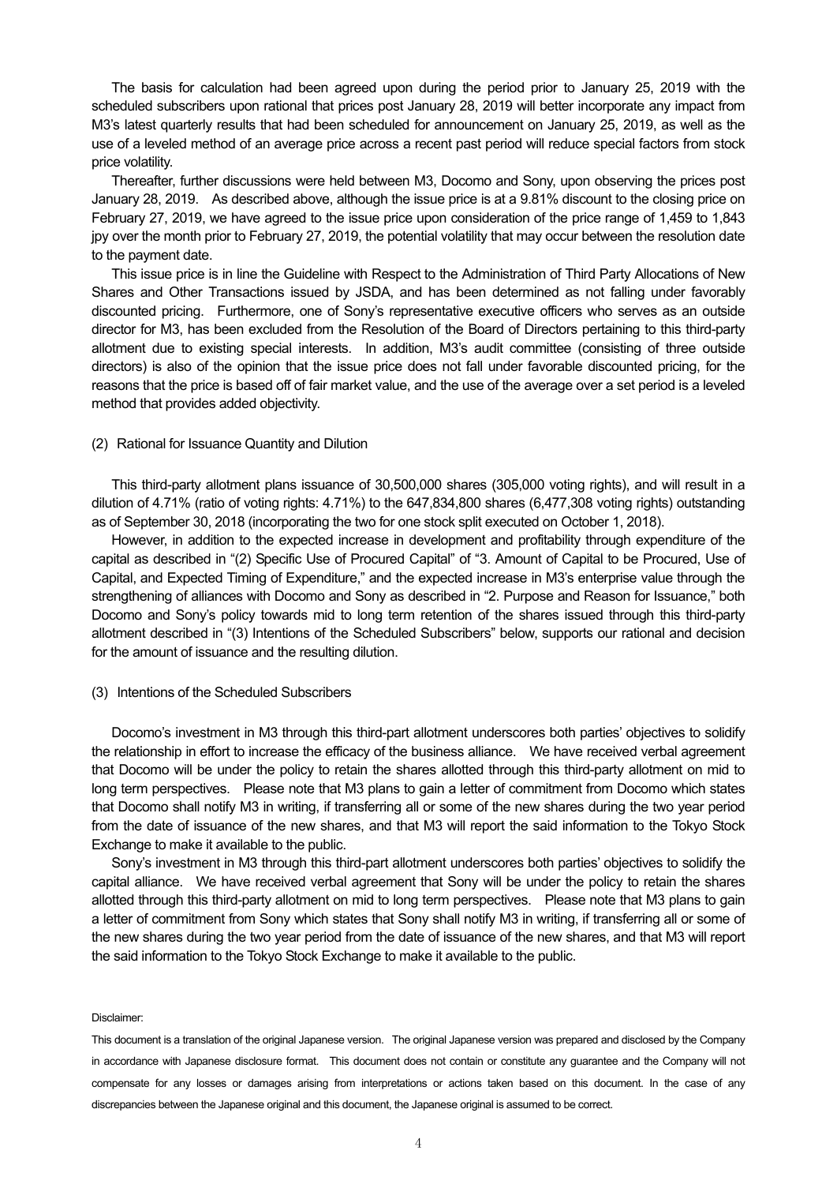The basis for calculation had been agreed upon during the period prior to January 25, 2019 with the scheduled subscribers upon rational that prices post January 28, 2019 will better incorporate any impact from M3's latest quarterly results that had been scheduled for announcement on January 25, 2019, as well as the use of a leveled method of an average price across a recent past period will reduce special factors from stock price volatility.

Thereafter, further discussions were held between M3, Docomo and Sony, upon observing the prices post January 28, 2019. As described above, although the issue price is at a 9.81% discount to the closing price on February 27, 2019, we have agreed to the issue price upon consideration of the price range of 1,459 to 1,843 jpy over the month prior to February 27, 2019, the potential volatility that may occur between the resolution date to the payment date.

This issue price is in line the Guideline with Respect to the Administration of Third Party Allocations of New Shares and Other Transactions issued by JSDA, and has been determined as not falling under favorably discounted pricing. Furthermore, one of Sony's representative executive officers who serves as an outside director for M3, has been excluded from the Resolution of the Board of Directors pertaining to this third-party allotment due to existing special interests. In addition, M3's audit committee (consisting of three outside directors) is also of the opinion that the issue price does not fall under favorable discounted pricing, for the reasons that the price is based off of fair market value, and the use of the average over a set period is a leveled method that provides added objectivity.

(2) Rational for Issuance Quantity and Dilution

This third-party allotment plans issuance of 30,500,000 shares (305,000 voting rights), and will result in a dilution of 4.71% (ratio of voting rights: 4.71%) to the 647,834,800 shares (6,477,308 voting rights) outstanding as of September 30, 2018 (incorporating the two for one stock split executed on October 1, 2018).

However, in addition to the expected increase in development and profitability through expenditure of the capital as described in "(2) Specific Use of Procured Capital" of "3. Amount of Capital to be Procured, Use of Capital, and Expected Timing of Expenditure," and the expected increase in M3's enterprise value through the strengthening of alliances with Docomo and Sony as described in "2. Purpose and Reason for Issuance," both Docomo and Sony's policy towards mid to long term retention of the shares issued through this third-party allotment described in "(3) Intentions of the Scheduled Subscribers" below, supports our rational and decision for the amount of issuance and the resulting dilution.

(3) Intentions of the Scheduled Subscribers

Docomo's investment in M3 through this third-part allotment underscores both parties' objectives to solidify the relationship in effort to increase the efficacy of the business alliance. We have received verbal agreement that Docomo will be under the policy to retain the shares allotted through this third-party allotment on mid to long term perspectives. Please note that M3 plans to gain a letter of commitment from Docomo which states that Docomo shall notify M3 in writing, if transferring all or some of the new shares during the two year period from the date of issuance of the new shares, and that M3 will report the said information to the Tokyo Stock Exchange to make it available to the public.

Sony's investment in M3 through this third-part allotment underscores both parties' objectives to solidify the capital alliance. We have received verbal agreement that Sony will be under the policy to retain the shares allotted through this third-party allotment on mid to long term perspectives. Please note that M3 plans to gain a letter of commitment from Sony which states that Sony shall notify M3 in writing, if transferring all or some of the new shares during the two year period from the date of issuance of the new shares, and that M3 will report the said information to the Tokyo Stock Exchange to make it available to the public.

Disclaimer:

This document is a translation of the original Japanese version. The original Japanese version was prepared and disclosed by the Company in accordance with Japanese disclosure format. This document does not contain or constitute any guarantee and the Company will not compensate for any losses or damages arising from interpretations or actions taken based on this document. In the case of any discrepancies between the Japanese original and this document, the Japanese original is assumed to be correct.